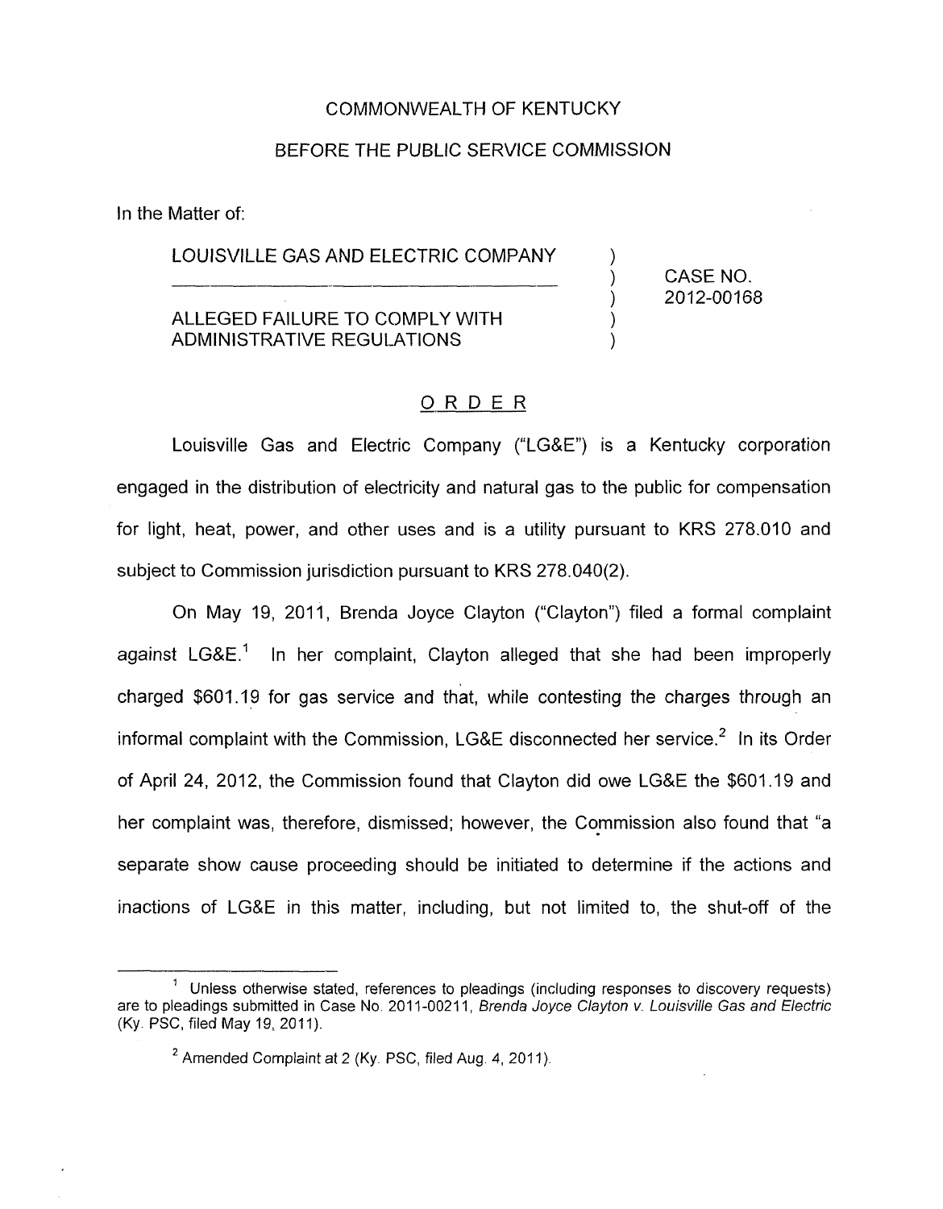COMMONWEALTH OF KENTUCKY

BEFORE THE PUBLIC SERVICE COMMISSION

In the Matter of:

| | | |
|---|---|---|
| LOUISVILLE GAS AND ELECTRIC COMPANY | ) | |
| | ) | CASE NO. |
| | ) | 2012-00168 |
| ALLEGED FAILURE TO COMPLY WITH | ) | |
| ADMINISTRATIVE REGULATIONS | ) | |

## ORDER

Louisville Gas and Electric Company ("LG&E") is a Kentucky corporation engaged in the distribution of electricity and natural gas to the public for compensation for light, heat, power, and other uses and is a utility pursuant to KRS 278.010 and subject to Commission jurisdiction pursuant to KRS 278.040(2).

On May 19, 2011, Brenda Joyce Clayton ("Clayton") filed a formal complaint against LG&E.[1] In her complaint, Clayton alleged that she had been improperly charged $601.19 for gas service and that, while contesting the charges through an informal complaint with the Commission, LG&E disconnected her service.[2] In its Order of April 24, 2012, the Commission found that Clayton did owe LG&E the $601.19 and her complaint was, therefore, dismissed; however, the Commission also found that "a separate show cause proceeding should be initiated to determine if the actions and inactions of LG&E in this matter, including, but not limited to, the shut-off of the

---

[1] Unless otherwise stated, references to pleadings (including responses to discovery requests) are to pleadings submitted in Case No. 2011-00211, *Brenda Joyce Clayton v. Louisville Gas and Electric* (Ky. PSC, filed May 19, 2011).

[2] Amended Complaint at 2 (Ky. PSC, filed Aug. 4, 2011).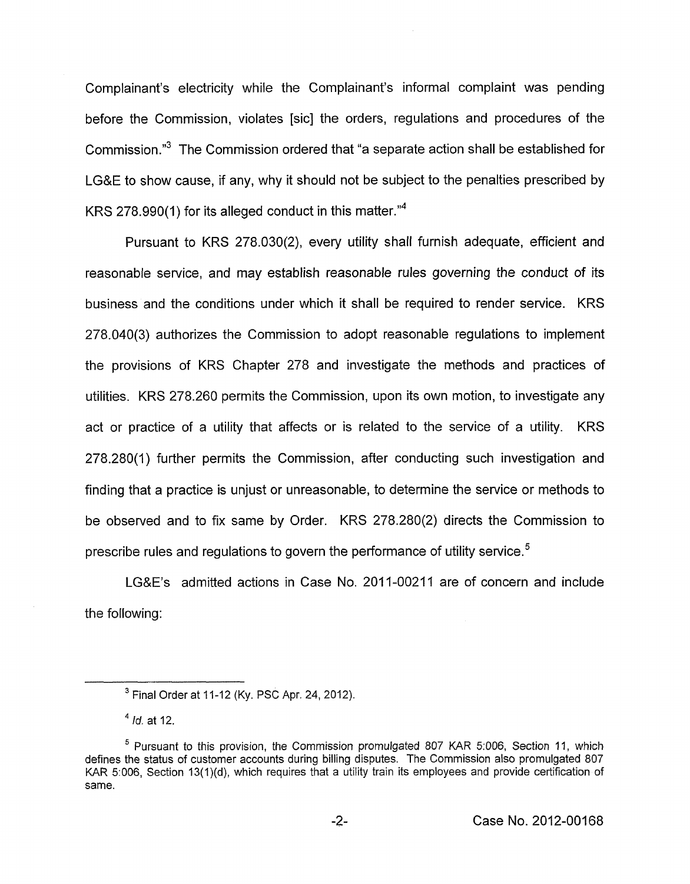Complainant's electricity while the Complainant's informal complaint was pending before the Commission, violates [sic] the orders, regulations and procedures of the Commission."[3] The Commission ordered that "a separate action shall be established for LG&E to show cause, if any, why it should not be subject to the penalties prescribed by KRS 278.990(1) for its alleged conduct in this matter."[4]

Pursuant to KRS 278.030(2), every utility shall furnish adequate, efficient and reasonable service, and may establish reasonable rules governing the conduct of its business and the conditions under which it shall be required to render service. KRS 278.040(3) authorizes the Commission to adopt reasonable regulations to implement the provisions of KRS Chapter 278 and investigate the methods and practices of utilities. KRS 278.260 permits the Commission, upon its own motion, to investigate any act or practice of a utility that affects or is related to the service of a utility. KRS 278.280(1) further permits the Commission, after conducting such investigation and finding that a practice is unjust or unreasonable, to determine the service or methods to be observed and to fix same by Order. KRS 278.280(2) directs the Commission to prescribe rules and regulations to govern the performance of utility service.[5]

LG&E's admitted actions in Case No. 2011-00211 are of concern and include the following:

---

[3] Final Order at 11-12 (Ky. PSC Apr. 24, 2012).

[4] *Id.* at 12.

[5] Pursuant to this provision, the Commission promulgated 807 KAR 5:006, Section 11, which defines the status of customer accounts during billing disputes. The Commission also promulgated 807 KAR 5:006, Section 13(1)(d), which requires that a utility train its employees and provide certification of same.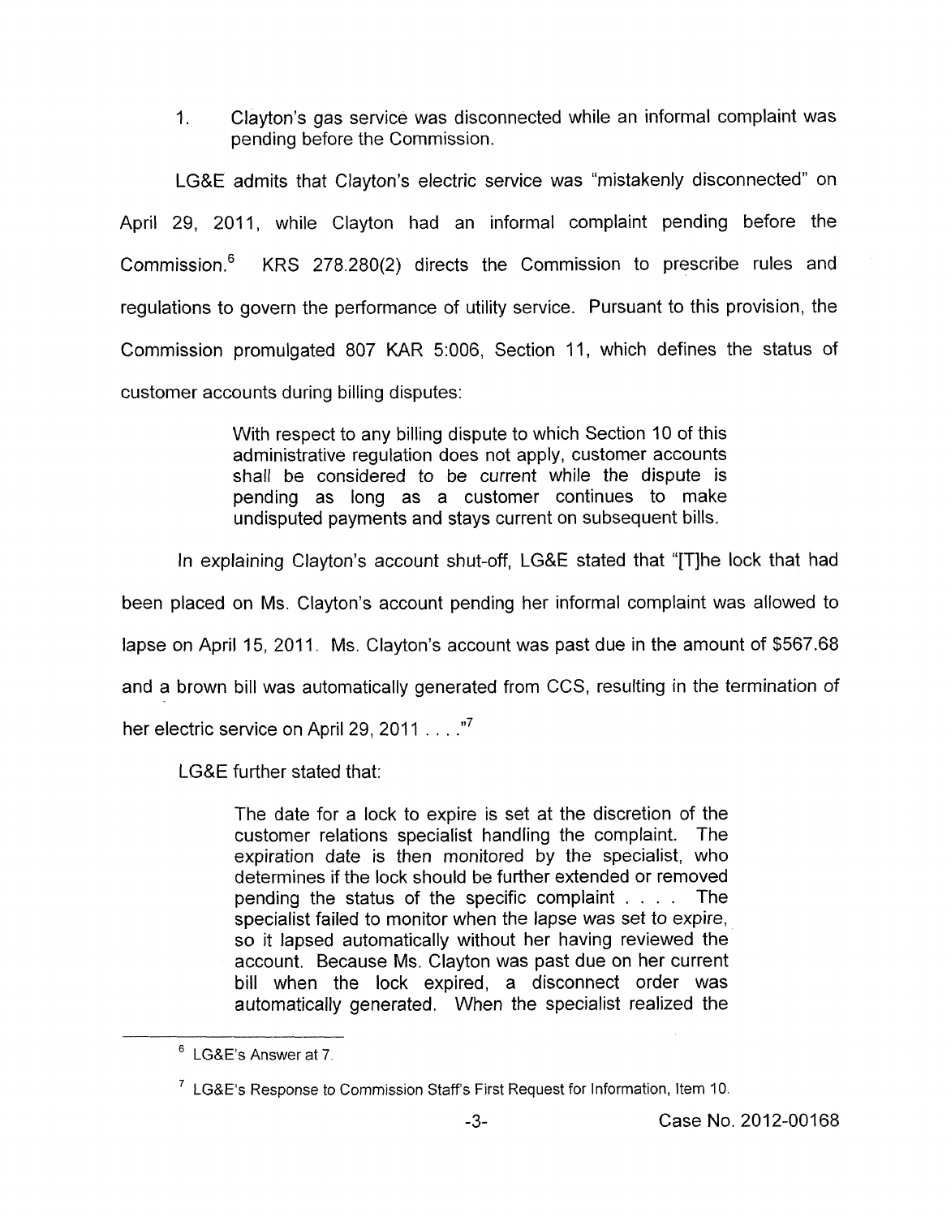1. Clayton's gas service was disconnected while an informal complaint was pending before the Commission.

LG&E admits that Clayton's electric service was "mistakenly disconnected" on April 29, 2011, while Clayton had an informal complaint pending before the Commission.[6] KRS 278.280(2) directs the Commission to prescribe rules and regulations to govern the performance of utility service. Pursuant to this provision, the Commission promulgated 807 KAR 5:006, Section 11, which defines the status of customer accounts during billing disputes:

> With respect to any billing dispute to which Section 10 of this administrative regulation does not apply, customer accounts shall be considered to be current while the dispute is pending as long as a customer continues to make undisputed payments and stays current on subsequent bills.

In explaining Clayton's account shut-off, LG&E stated that "[T]he lock that had been placed on Ms. Clayton's account pending her informal complaint was allowed to lapse on April 15, 2011. Ms. Clayton's account was past due in the amount of $567.68 and a brown bill was automatically generated from CCS, resulting in the termination of her electric service on April 29, 2011 . . . ."[7]

LG&E further stated that:

> The date for a lock to expire is set at the discretion of the customer relations specialist handling the complaint. The expiration date is then monitored by the specialist, who determines if the lock should be further extended or removed pending the status of the specific complaint . . . . The specialist failed to monitor when the lapse was set to expire, so it lapsed automatically without her having reviewed the account. Because Ms. Clayton was past due on her current bill when the lock expired, a disconnect order was automatically generated. When the specialist realized the

---

[6] LG&E's Answer at 7.

[7] LG&E's Response to Commission Staff's First Request for Information, Item 10.

Case No. 2012-00168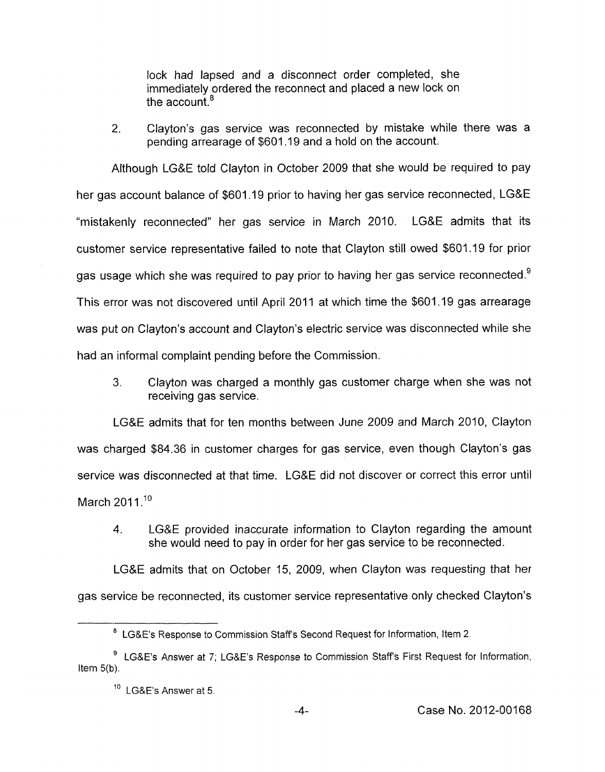lock had lapsed and a disconnect order completed, she immediately ordered the reconnect and placed a new lock on the account.[8]

2. Clayton's gas service was reconnected by mistake while there was a pending arrearage of $601.19 and a hold on the account.

Although LG&E told Clayton in October 2009 that she would be required to pay her gas account balance of $601.19 prior to having her gas service reconnected, LG&E "mistakenly reconnected" her gas service in March 2010. LG&E admits that its customer service representative failed to note that Clayton still owed $601.19 for prior gas usage which she was required to pay prior to having her gas service reconnected.[9] This error was not discovered until April 2011 at which time the $601.19 gas arrearage was put on Clayton's account and Clayton's electric service was disconnected while she had an informal complaint pending before the Commission.

3. Clayton was charged a monthly gas customer charge when she was not receiving gas service.

LG&E admits that for ten months between June 2009 and March 2010, Clayton was charged $84.36 in customer charges for gas service, even though Clayton's gas service was disconnected at that time. LG&E did not discover or correct this error until March 2011.[10]

4. LG&E provided inaccurate information to Clayton regarding the amount she would need to pay in order for her gas service to be reconnected.

LG&E admits that on October 15, 2009, when Clayton was requesting that her gas service be reconnected, its customer service representative only checked Clayton's

---

[8] LG&E's Response to Commission Staff's Second Request for Information, Item 2.

[9] LG&E's Answer at 7; LG&E's Response to Commission Staff's First Request for Information, Item 5(b).

[10] LG&E's Answer at 5.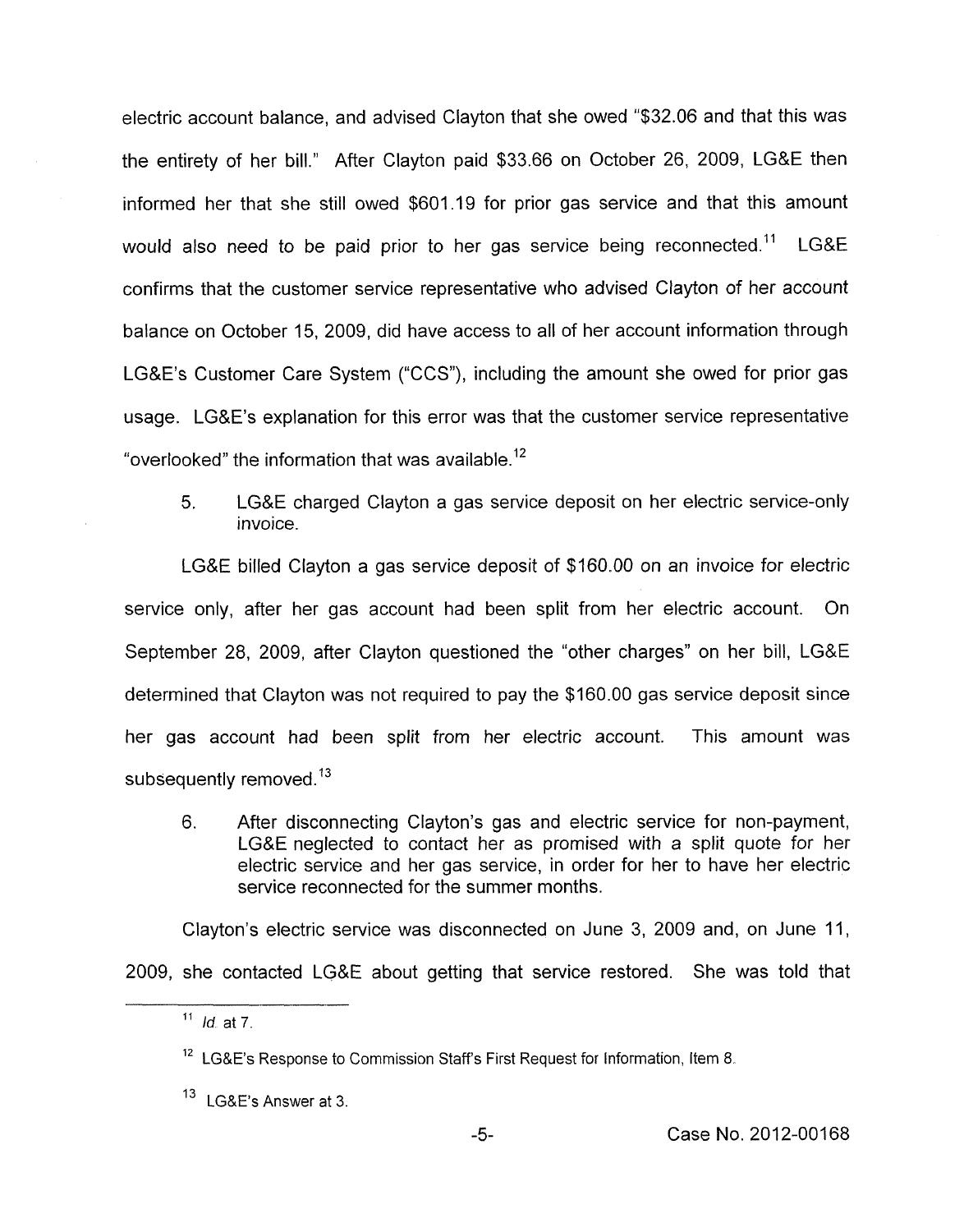electric account balance, and advised Clayton that she owed "$32.06 and that this was the entirety of her bill." After Clayton paid $33.66 on October 26, 2009, LG&E then informed her that she still owed $601.19 for prior gas service and that this amount would also need to be paid prior to her gas service being reconnected.[11] LG&E confirms that the customer service representative who advised Clayton of her account balance on October 15, 2009, did have access to all of her account information through LG&E's Customer Care System ("CCS"), including the amount she owed for prior gas usage. LG&E's explanation for this error was that the customer service representative "overlooked" the information that was available.[12]

5. LG&E charged Clayton a gas service deposit on her electric service-only invoice.

LG&E billed Clayton a gas service deposit of $160.00 on an invoice for electric service only, after her gas account had been split from her electric account. On September 28, 2009, after Clayton questioned the "other charges" on her bill, LG&E determined that Clayton was not required to pay the $160.00 gas service deposit since her gas account had been split from her electric account. This amount was subsequently removed.[13]

6. After disconnecting Clayton's gas and electric service for non-payment, LG&E neglected to contact her as promised with a split quote for her electric service and her gas service, in order for her to have her electric service reconnected for the summer months.

Clayton's electric service was disconnected on June 3, 2009 and, on June 11, 2009, she contacted LG&E about getting that service restored. She was told that

---

[11] *Id.* at 7.

[12] LG&E's Response to Commission Staff's First Request for Information, Item 8.

[13] LG&E's Answer at 3.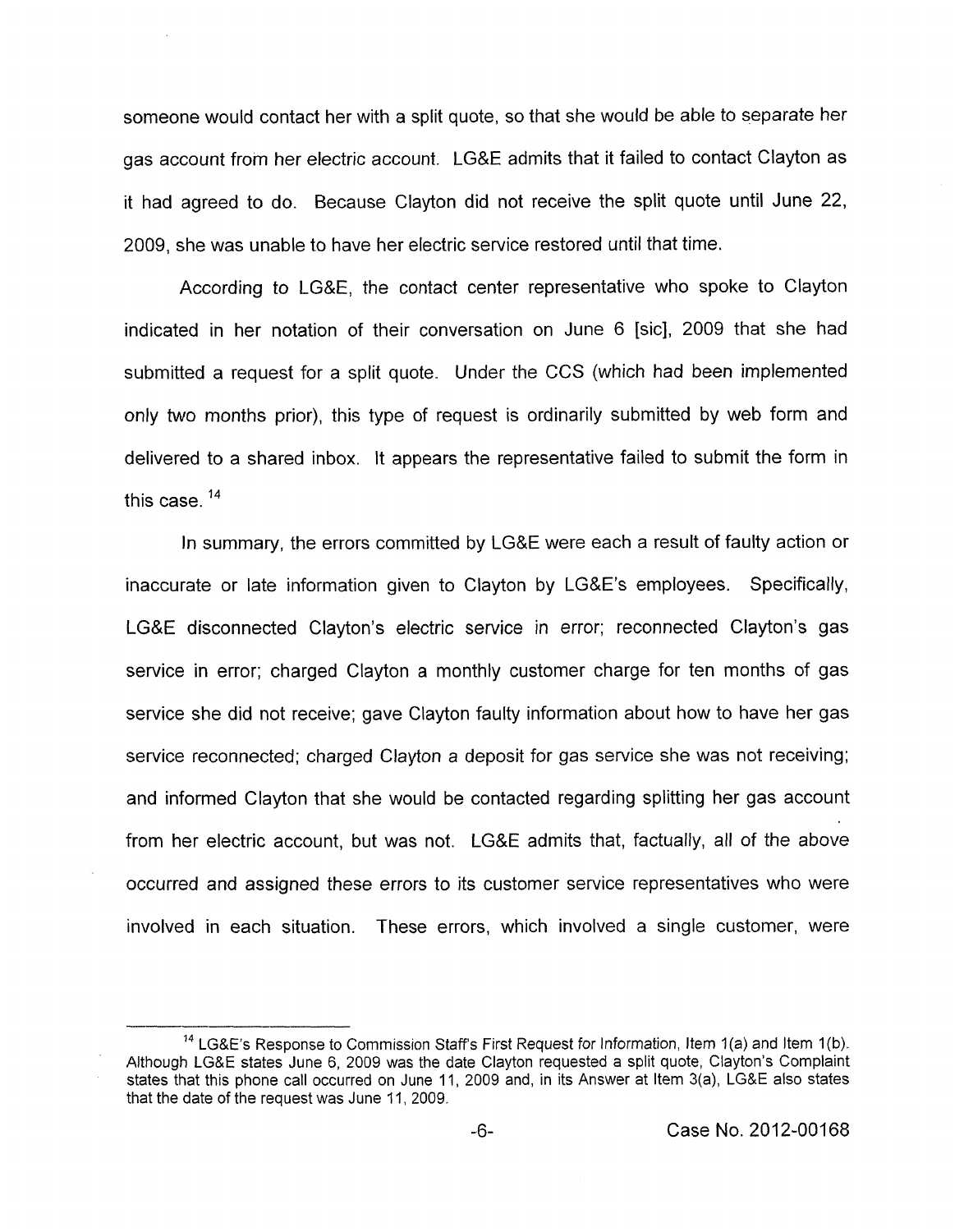someone would contact her with a split quote, so that she would be able to separate her gas account from her electric account. LG&E admits that it failed to contact Clayton as it had agreed to do. Because Clayton did not receive the split quote until June 22, 2009, she was unable to have her electric service restored until that time.

According to LG&E, the contact center representative who spoke to Clayton indicated in her notation of their conversation on June 6 [sic], 2009 that she had submitted a request for a split quote. Under the CCS (which had been implemented only two months prior), this type of request is ordinarily submitted by web form and delivered to a shared inbox. It appears the representative failed to submit the form in this case.[14]

In summary, the errors committed by LG&E were each a result of faulty action or inaccurate or late information given to Clayton by LG&E's employees. Specifically, LG&E disconnected Clayton's electric service in error; reconnected Clayton's gas service in error; charged Clayton a monthly customer charge for ten months of gas service she did not receive; gave Clayton faulty information about how to have her gas service reconnected; charged Clayton a deposit for gas service she was not receiving; and informed Clayton that she would be contacted regarding splitting her gas account from her electric account, but was not. LG&E admits that, factually, all of the above occurred and assigned these errors to its customer service representatives who were involved in each situation. These errors, which involved a single customer, were

---

[14] LG&E's Response to Commission Staff's First Request for Information, Item 1(a) and Item 1(b). Although LG&E states June 6, 2009 was the date Clayton requested a split quote, Clayton's Complaint states that this phone call occurred on June 11, 2009 and, in its Answer at Item 3(a), LG&E also states that the date of the request was June 11, 2009.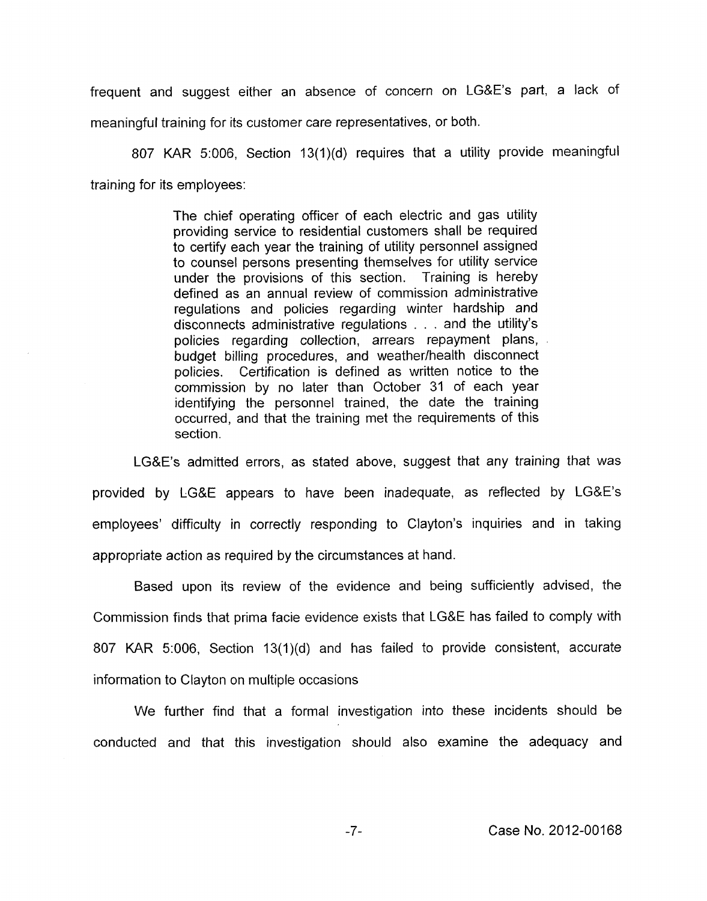frequent and suggest either an absence of concern on LG&E's part, a lack of meaningful training for its customer care representatives, or both.

807 KAR 5:006, Section 13(1)(d) requires that a utility provide meaningful training for its employees:

> The chief operating officer of each electric and gas utility providing service to residential customers shall be required to certify each year the training of utility personnel assigned to counsel persons presenting themselves for utility service under the provisions of this section. Training is hereby defined as an annual review of commission administrative regulations and policies regarding winter hardship and disconnects administrative regulations . . . and the utility's policies regarding collection, arrears repayment plans, budget billing procedures, and weather/health disconnect policies. Certification is defined as written notice to the commission by no later than October 31 of each year identifying the personnel trained, the date the training occurred, and that the training met the requirements of this section.

LG&E's admitted errors, as stated above, suggest that any training that was provided by LG&E appears to have been inadequate, as reflected by LG&E's employees' difficulty in correctly responding to Clayton's inquiries and in taking appropriate action as required by the circumstances at hand.

Based upon its review of the evidence and being sufficiently advised, the Commission finds that prima facie evidence exists that LG&E has failed to comply with 807 KAR 5:006, Section 13(1)(d) and has failed to provide consistent, accurate information to Clayton on multiple occasions

We further find that a formal investigation into these incidents should be conducted and that this investigation should also examine the adequacy and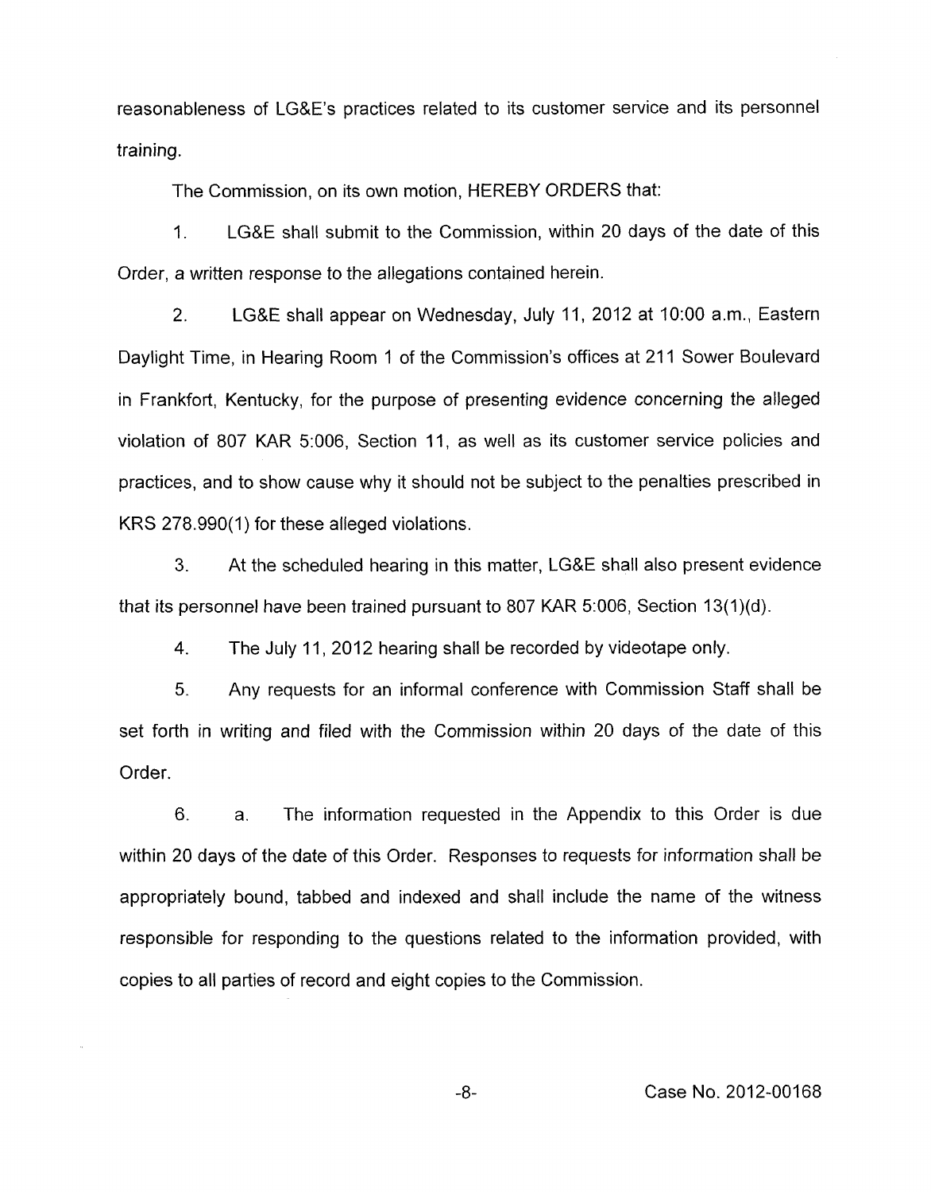reasonableness of LG&E's practices related to its customer service and its personnel training.

The Commission, on its own motion, HEREBY ORDERS that:

1. LG&E shall submit to the Commission, within 20 days of the date of this Order, a written response to the allegations contained herein.

2. LG&E shall appear on Wednesday, July 11, 2012 at 10:00 a.m., Eastern Daylight Time, in Hearing Room 1 of the Commission's offices at 211 Sower Boulevard in Frankfort, Kentucky, for the purpose of presenting evidence concerning the alleged violation of 807 KAR 5:006, Section 11, as well as its customer service policies and practices, and to show cause why it should not be subject to the penalties prescribed in KRS 278.990(1) for these alleged violations.

3. At the scheduled hearing in this matter, LG&E shall also present evidence that its personnel have been trained pursuant to 807 KAR 5:006, Section 13(1)(d).

4. The July 11, 2012 hearing shall be recorded by videotape only.

5. Any requests for an informal conference with Commission Staff shall be set forth in writing and filed with the Commission within 20 days of the date of this Order.

6. a. The information requested in the Appendix to this Order is due within 20 days of the date of this Order. Responses to requests for information shall be appropriately bound, tabbed and indexed and shall include the name of the witness responsible for responding to the questions related to the information provided, with copies to all parties of record and eight copies to the Commission.

Case No. 2012-00168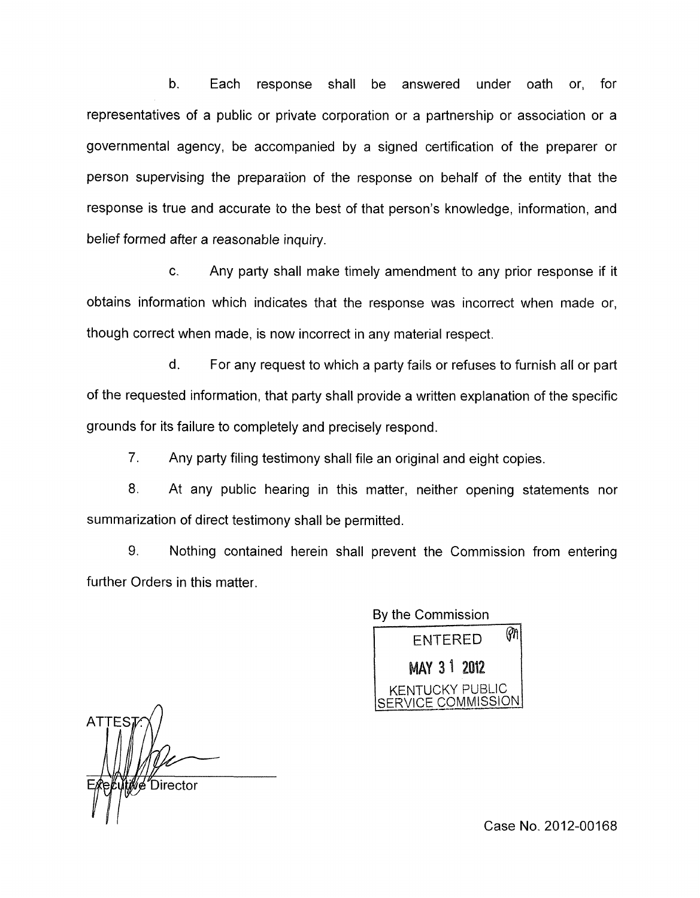b. Each response shall be answered under oath or, for representatives of a public or private corporation or a partnership or association or a governmental agency, be accompanied by a signed certification of the preparer or person supervising the preparation of the response on behalf of the entity that the response is true and accurate to the best of that person's knowledge, information, and belief formed after a reasonable inquiry.

c. Any party shall make timely amendment to any prior response if it obtains information which indicates that the response was incorrect when made or, though correct when made, is now incorrect in any material respect.

d. For any request to which a party fails or refuses to furnish all or part of the requested information, that party shall provide a written explanation of the specific grounds for its failure to completely and precisely respond.

7. Any party filing testimony shall file an original and eight copies.

8. At any public hearing in this matter, neither opening statements nor summarization of direct testimony shall be permitted.

9. Nothing contained herein shall prevent the Commission from entering further Orders in this matter.

By the Commission

ENTERED
MAY 31 2012
KENTUCKY PUBLIC SERVICE COMMISSION

ATTEST:

Executive Director

Case No. 2012-00168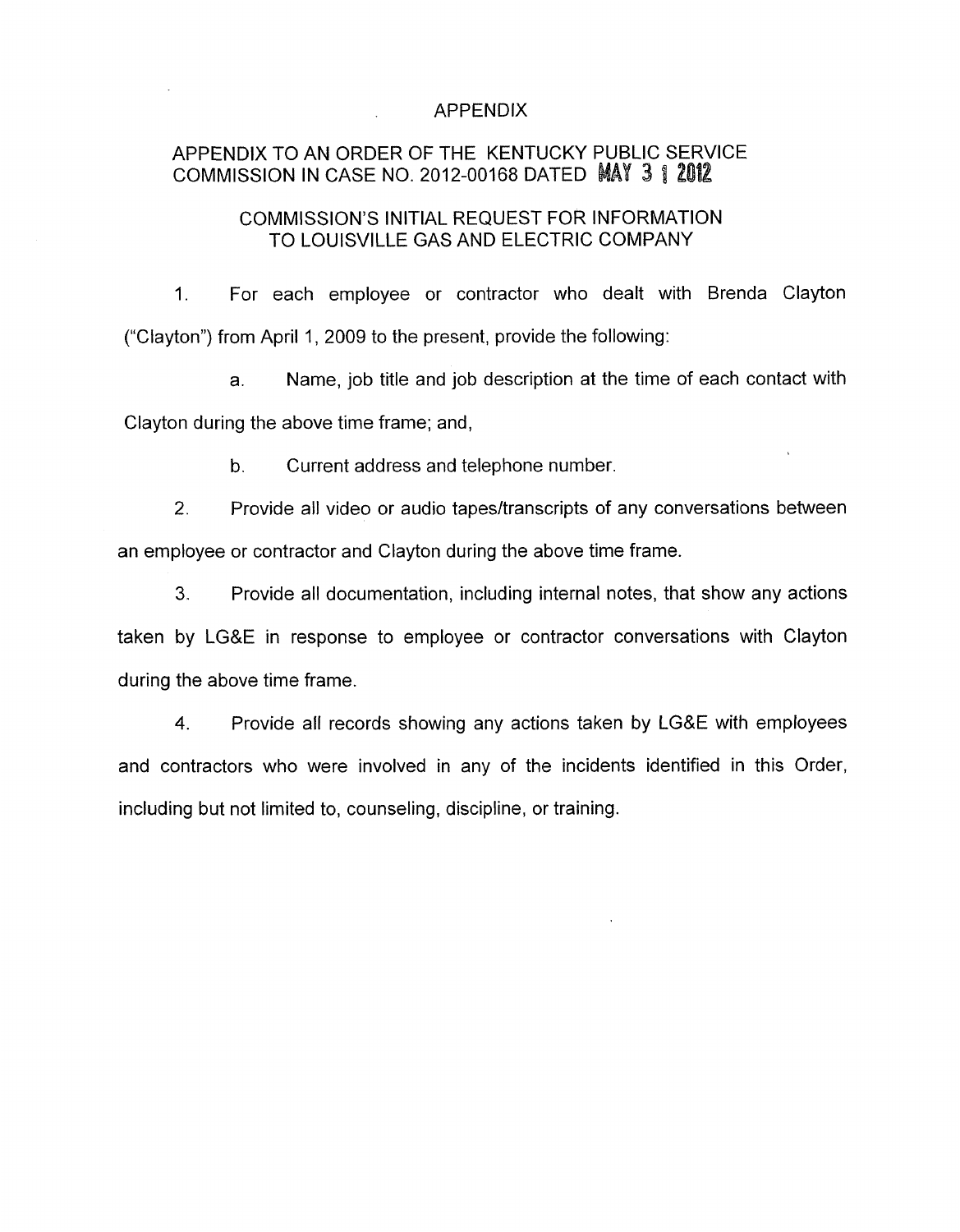# APPENDIX

## APPENDIX TO AN ORDER OF THE KENTUCKY PUBLIC SERVICE COMMISSION IN CASE NO. 2012-00168 DATED MAY 3 1 2012

## COMMISSION'S INITIAL REQUEST FOR INFORMATION TO LOUISVILLE GAS AND ELECTRIC COMPANY

1. For each employee or contractor who dealt with Brenda Clayton ("Clayton") from April 1, 2009 to the present, provide the following:

   a. Name, job title and job description at the time of each contact with Clayton during the above time frame; and,

   b. Current address and telephone number.

2. Provide all video or audio tapes/transcripts of any conversations between an employee or contractor and Clayton during the above time frame.

3. Provide all documentation, including internal notes, that show any actions taken by LG&E in response to employee or contractor conversations with Clayton during the above time frame.

4. Provide all records showing any actions taken by LG&E with employees and contractors who were involved in any of the incidents identified in this Order, including but not limited to, counseling, discipline, or training.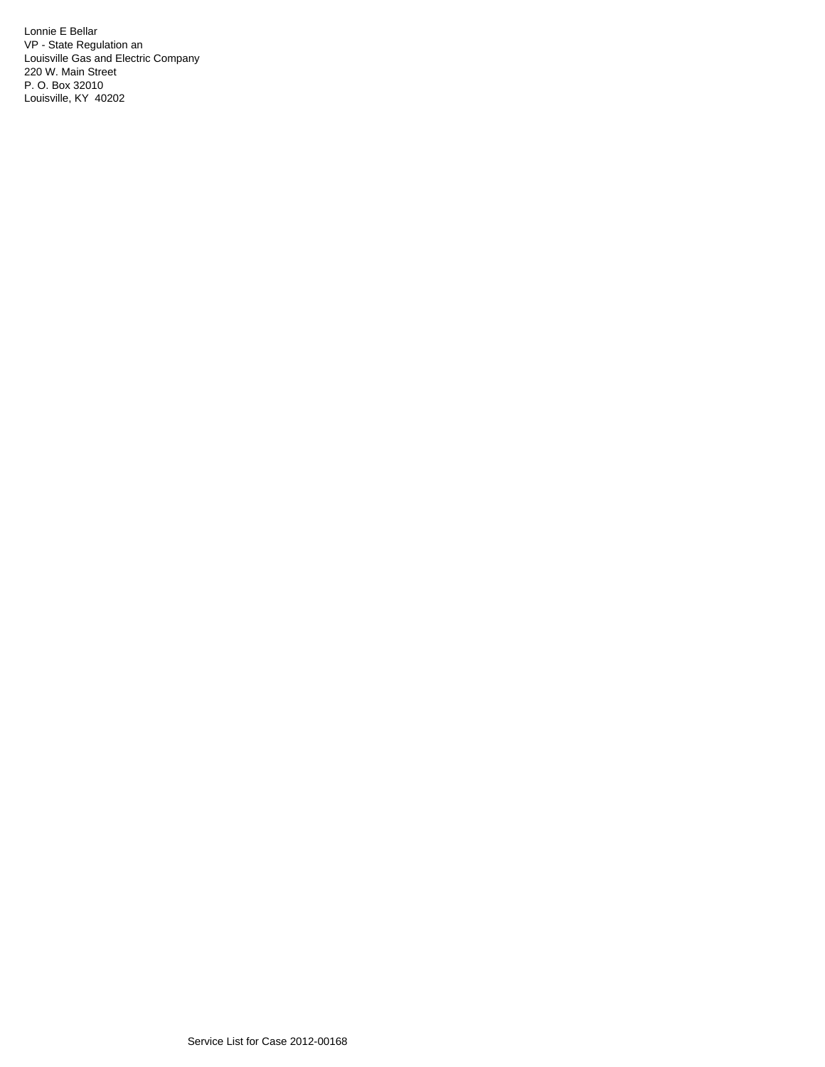Lonnie E Bellar
VP - State Regulation an
Louisville Gas and Electric Company
220 W. Main Street
P. O. Box 32010
Louisville, KY 40202

Service List for Case 2012-00168